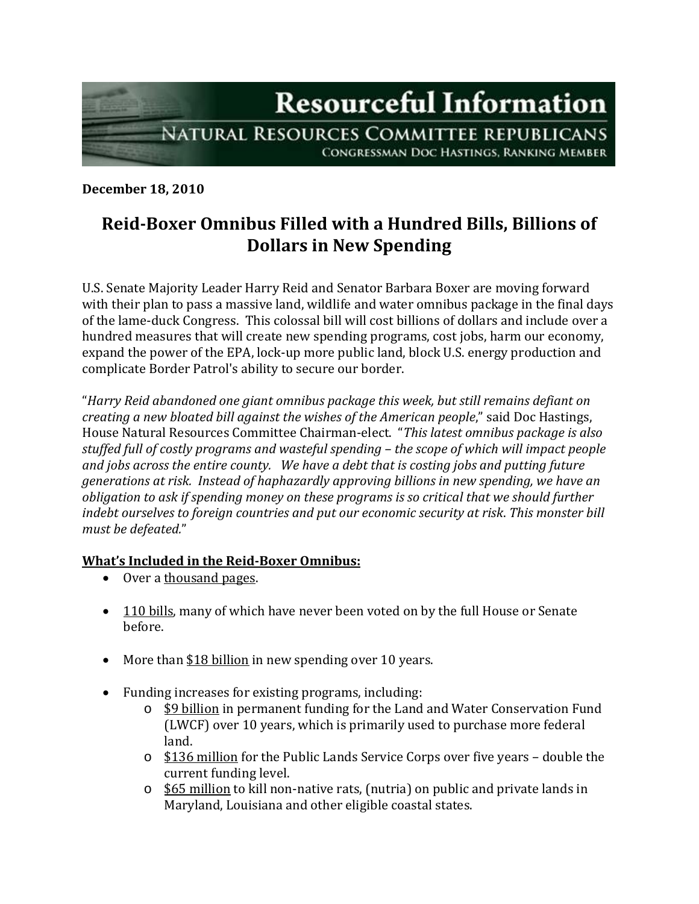Resourceful Information

NATURAL RESOURCES COMMITTEE REPUBLICANS

CONGRESSMAN DOC HASTINGS, RANKING MEMBER

**December 18, 2010**

# Reid-Boxer Omnibus Filled with a Hundred Bills, Billions of Dollars in New Spending

U.S. Senate Majority Leader Harry Reid and Senator Barbara Boxer are moving forward with their plan to pass a massive land, wildlife and water omnibus package in the final days of the lame-duck Congress. This colossal bill will cost billions of dollars and include over a hundred measures that will create new spending programs, cost jobs, harm our economy, expand the power of the EPA, lock-up more public land, block U.S. energy production and complicate Border Patrol's ability to secure our border.

"*Harry Reid abandoned one giant omnibus package this week, but still remains defiant on creating a new bloated bill against the wishes of the American people*," said Doc Hastings, House Natural Resources Committee Chairman-elect. "*This latest omnibus package is also stuffed full of costly programs and wasteful spending – the scope of which will impact people and jobs across the entire county. We have a debt that is costing jobs and putting future generations at risk. Instead of haphazardly approving billions in new spending, we have an obligation to ask if spending money on these programs is so critical that we should further indebt ourselves to foreign countries and put our economic security at risk. This monster bill must be defeated.*"

**<u>What's Included in the Reid-Boxer Omnibus:</u>**

- Over a <u>thousand pages</u>.
- <u>110 bills</u>, many of which have never been voted on by the full House or Senate before.
- More than <u>$18 billion</u> in new spending over 10 years.
- Funding increases for existing programs, including:
  - <u>$9 billion</u> in permanent funding for the Land and Water Conservation Fund (LWCF) over 10 years, which is primarily used to purchase more federal land.
  - <u>$136 million</u> for the Public Lands Service Corps over five years – double the current funding level.
  - <u>$65 million</u> to kill non-native rats, (nutria) on public and private lands in Maryland, Louisiana and other eligible coastal states.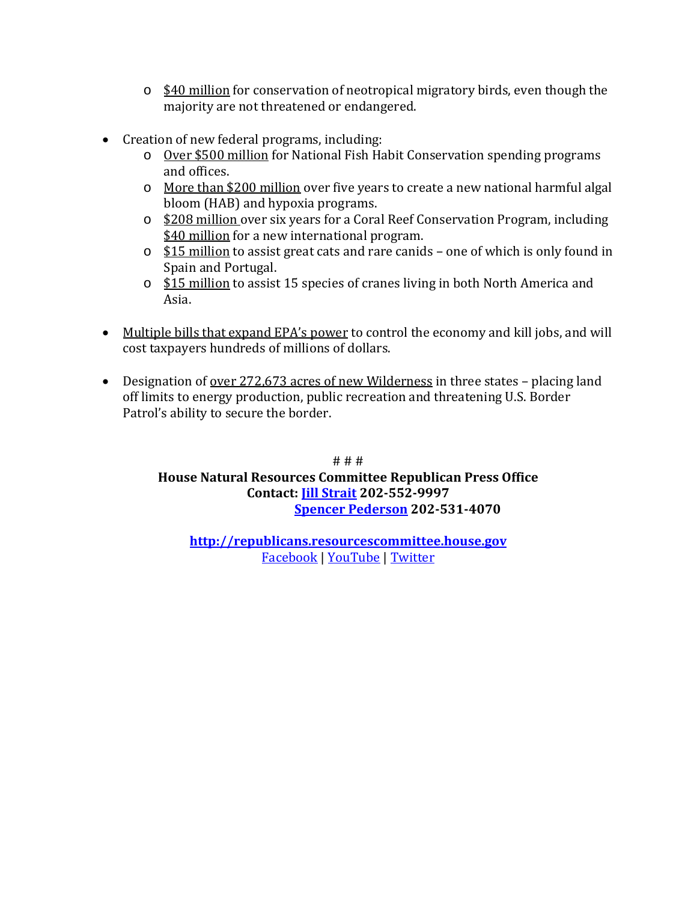- $40 million for conservation of neotropical migratory birds, even though the majority are not threatened or endangered.

- Creation of new federal programs, including:
    - Over $500 million for National Fish Habit Conservation spending programs and offices.
    - More than $200 million over five years to create a new national harmful algal bloom (HAB) and hypoxia programs.
    - $208 million over six years for a Coral Reef Conservation Program, including $40 million for a new international program.
    - $15 million to assist great cats and rare canids – one of which is only found in Spain and Portugal.
    - $15 million to assist 15 species of cranes living in both North America and Asia.

- Multiple bills that expand EPA's power to control the economy and kill jobs, and will cost taxpayers hundreds of millions of dollars.

- Designation of over 272,673 acres of new Wilderness in three states – placing land off limits to energy production, public recreation and threatening U.S. Border Patrol's ability to secure the border.

# # #

**House Natural Resources Committee Republican Press Office**
**Contact: Jill Strait 202-552-9997**
**Spencer Pederson 202-531-4070**

**http://republicans.resourcescommittee.house.gov**
Facebook | YouTube | Twitter